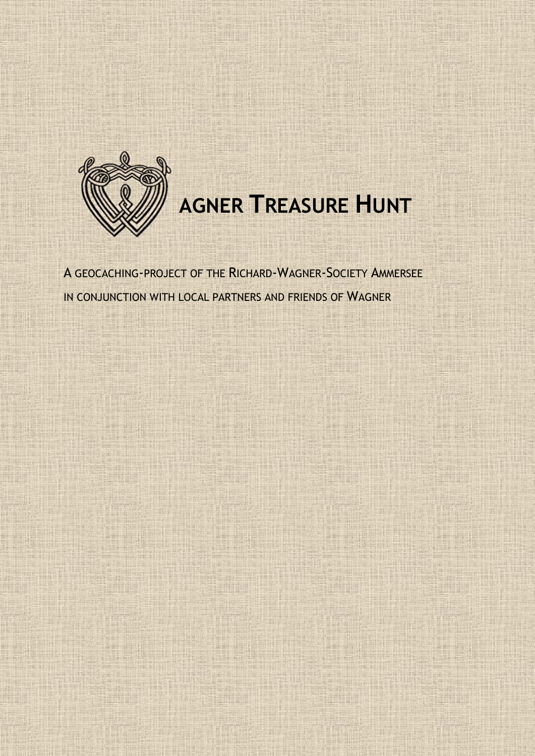# AGNER TREASURE HUNT

A GEOCACHING-PROJECT OF THE RICHARD-WAGNER-SOCIETY AMMERSEE

IN CONJUNCTION WITH LOCAL PARTNERS AND FRIENDS OF WAGNER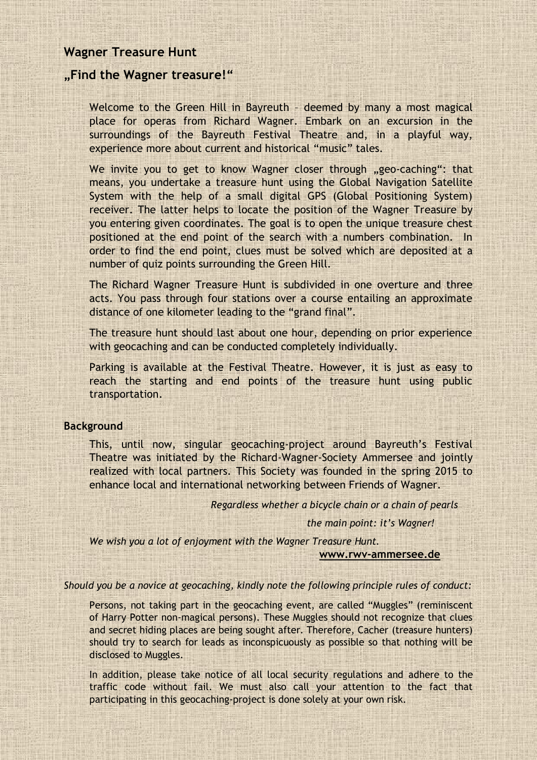## Wagner Treasure Hunt

## „Find the Wagner treasure!“

Welcome to the Green Hill in Bayreuth – deemed by many a most magical place for operas from Richard Wagner. Embark on an excursion in the surroundings of the Bayreuth Festival Theatre and, in a playful way, experience more about current and historical "music" tales.

We invite you to get to know Wagner closer through „geo-caching": that means, you undertake a treasure hunt using the Global Navigation Satellite System with the help of a small digital GPS (Global Positioning System) receiver. The latter helps to locate the position of the Wagner Treasure by you entering given coordinates. The goal is to open the unique treasure chest positioned at the end point of the search with a numbers combination. In order to find the end point, clues must be solved which are deposited at a number of quiz points surrounding the Green Hill.

The Richard Wagner Treasure Hunt is subdivided in one overture and three acts. You pass through four stations over a course entailing an approximate distance of one kilometer leading to the "grand final".

The treasure hunt should last about one hour, depending on prior experience with geocaching and can be conducted completely individually.

Parking is available at the Festival Theatre. However, it is just as easy to reach the starting and end points of the treasure hunt using public transportation.

### Background

This, until now, singular geocaching-project around Bayreuth's Festival Theatre was initiated by the Richard-Wagner-Society Ammersee and jointly realized with local partners. This Society was founded in the spring 2015 to enhance local and international networking between Friends of Wagner.

*Regardless whether a bicycle chain or a chain of pearls*

*the main point: it's Wagner!*

*We wish you a lot of enjoyment with the Wagner Treasure Hunt.*

**www.rwv-ammersee.de**

*Should you be a novice at geocaching, kindly note the following principle rules of conduct:*

Persons, not taking part in the geocaching event, are called "Muggles" (reminiscent of Harry Potter non-magical persons). These Muggles should not recognize that clues and secret hiding places are being sought after. Therefore, Cacher (treasure hunters) should try to search for leads as inconspicuously as possible so that nothing will be disclosed to Muggles.

In addition, please take notice of all local security regulations and adhere to the traffic code without fail. We must also call your attention to the fact that participating in this geocaching-project is done solely at your own risk.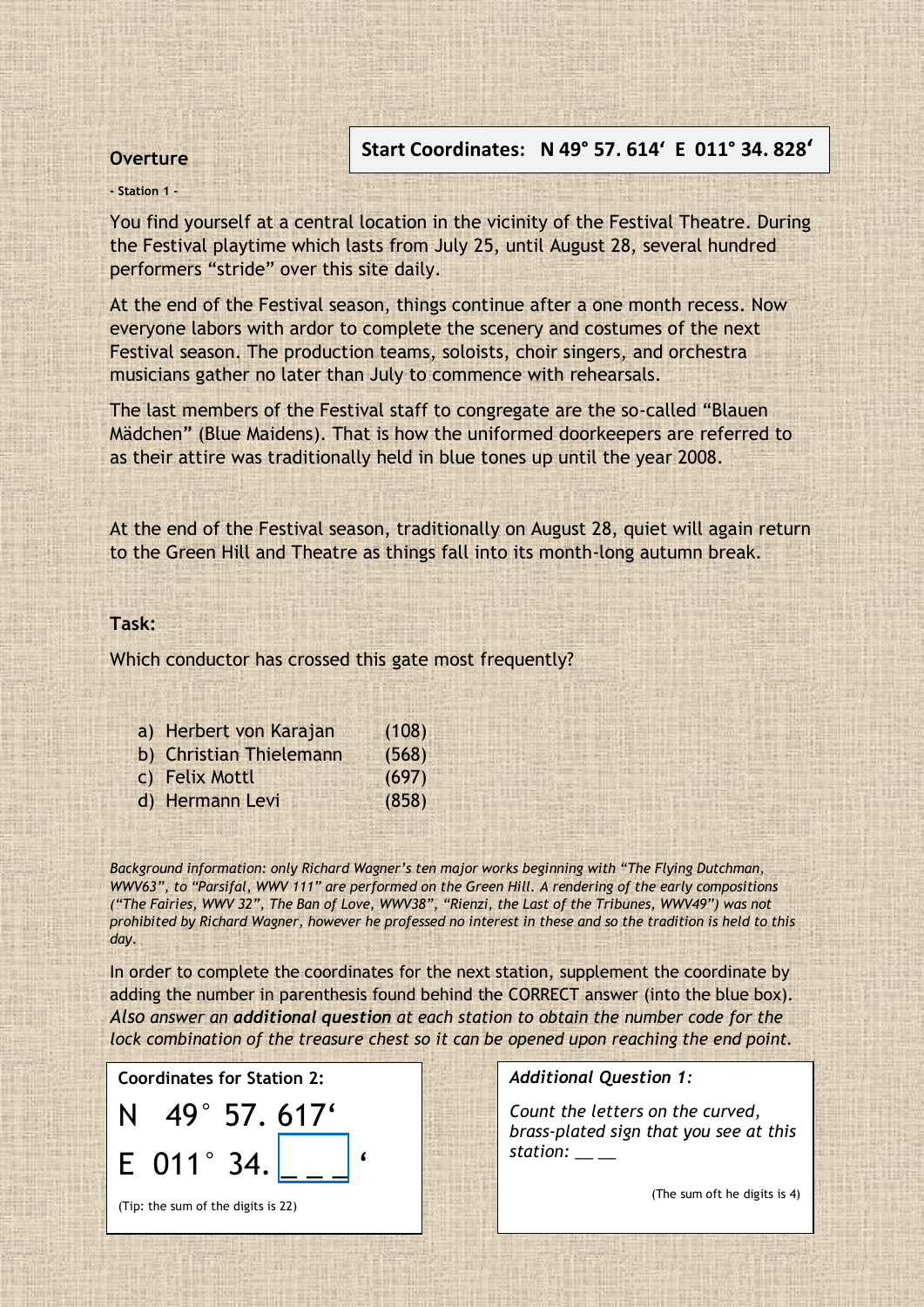**Start Coordinates: N 49° 57. 614‘ E 011° 34. 828‘**

## Overture

**- Station 1 -**

You find yourself at a central location in the vicinity of the Festival Theatre. During the Festival playtime which lasts from July 25, until August 28, several hundred performers “stride” over this site daily.

At the end of the Festival season, things continue after a one month recess. Now everyone labors with ardor to complete the scenery and costumes of the next Festival season. The production teams, soloists, choir singers, and orchestra musicians gather no later than July to commence with rehearsals.

The last members of the Festival staff to congregate are the so-called “Blauen Mädchen” (Blue Maidens). That is how the uniformed doorkeepers are referred to as their attire was traditionally held in blue tones up until the year 2008.

At the end of the Festival season, traditionally on August 28, quiet will again return to the Green Hill and Theatre as things fall into its month-long autumn break.

**Task:**

Which conductor has crossed this gate most frequently?

a) Herbert von Karajan (108)
b) Christian Thielemann (568)
c) Felix Mottl (697)
d) Hermann Levi (858)

*Background information: only Richard Wagner’s ten major works beginning with “The Flying Dutchman, WWV63”, to “Parsifal, WWV 111” are performed on the Green Hill. A rendering of the early compositions (“The Fairies, WWV 32”, The Ban of Love, WWV38”, “Rienzi, the Last of the Tribunes, WWV49”) was not prohibited by Richard Wagner, however he professed no interest in these and so the tradition is held to this day.*

In order to complete the coordinates for the next station, supplement the coordinate by adding the number in parenthesis found behind the CORRECT answer (into the blue box). *Also answer an* ***additional question*** *at each station to obtain the number code for the lock combination of the treasure chest so it can be opened upon reaching the end point.*

**Coordinates for Station 2:**

N 49° 57. 617‘
E 011° 34. _ _ _ ‘

(Tip: the sum of the digits is 22)

***Additional Question 1:***

*Count the letters on the curved, brass-plated sign that you see at this station:* __ __

(The sum oft he digits is 4)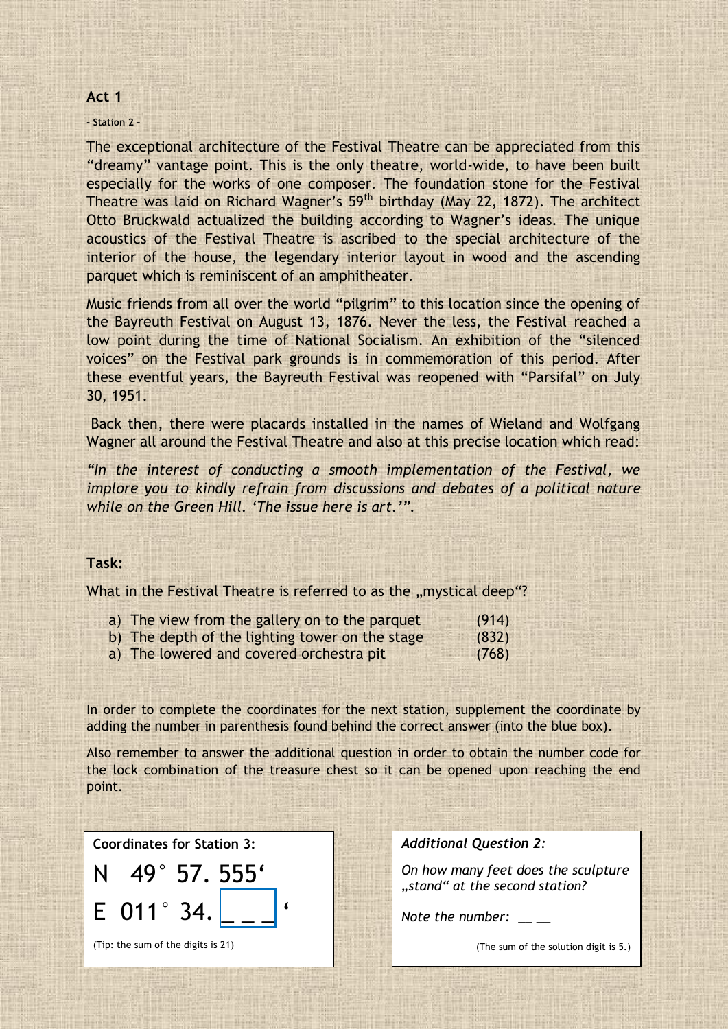## Act 1

**- Station 2 -**

The exceptional architecture of the Festival Theatre can be appreciated from this "dreamy" vantage point. This is the only theatre, world-wide, to have been built especially for the works of one composer. The foundation stone for the Festival Theatre was laid on Richard Wagner's 59th birthday (May 22, 1872). The architect Otto Bruckwald actualized the building according to Wagner's ideas. The unique acoustics of the Festival Theatre is ascribed to the special architecture of the interior of the house, the legendary interior layout in wood and the ascending parquet which is reminiscent of an amphitheater.

Music friends from all over the world "pilgrim" to this location since the opening of the Bayreuth Festival on August 13, 1876. Never the less, the Festival reached a low point during the time of National Socialism. An exhibition of the "silenced voices" on the Festival park grounds is in commemoration of this period. After these eventful years, the Bayreuth Festival was reopened with "Parsifal" on July 30, 1951.

Back then, there were placards installed in the names of Wieland and Wolfgang Wagner all around the Festival Theatre and also at this precise location which read:

*"In the interest of conducting a smooth implementation of the Festival, we implore you to kindly refrain from discussions and debates of a political nature while on the Green Hill. 'The issue here is art.'".*

**Task:**

What in the Festival Theatre is referred to as the „mystical deep"?

a) The view from the gallery on to the parquet (914)
b) The depth of the lighting tower on the stage (832)
a) The lowered and covered orchestra pit (768)

In order to complete the coordinates for the next station, supplement the coordinate by adding the number in parenthesis found behind the correct answer (into the blue box).

Also remember to answer the additional question in order to obtain the number code for the lock combination of the treasure chest so it can be opened upon reaching the end point.

**Coordinates for Station 3:**

N 49° 57. 555'

E 011° 34. _ _ _ '

(Tip: the sum of the digits is 21)

*Additional Question 2:*

*On how many feet does the sculpture „stand" at the second station?*

*Note the number:* __ __

(The sum of the solution digit is 5.)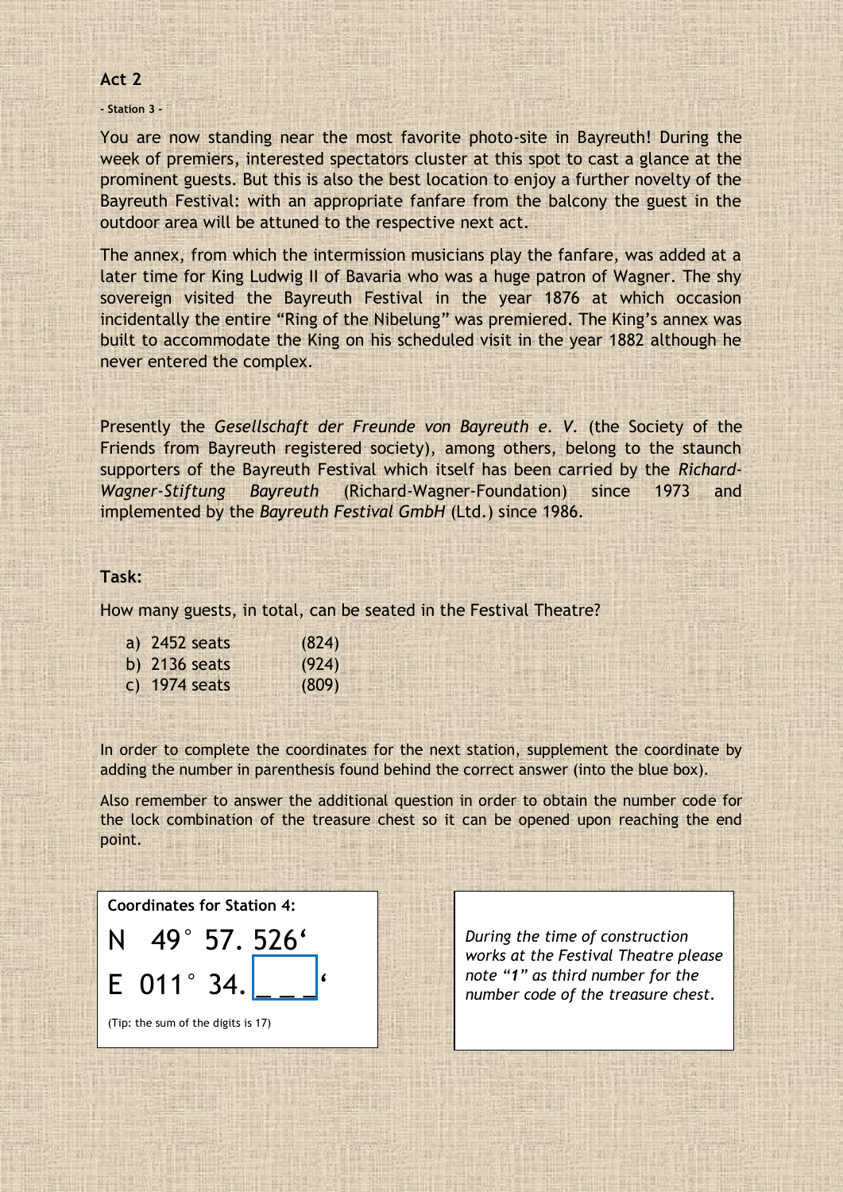## Act 2

**- Station 3 -**

You are now standing near the most favorite photo-site in Bayreuth! During the week of premiers, interested spectators cluster at this spot to cast a glance at the prominent guests. But this is also the best location to enjoy a further novelty of the Bayreuth Festival: with an appropriate fanfare from the balcony the guest in the outdoor area will be attuned to the respective next act.

The annex, from which the intermission musicians play the fanfare, was added at a later time for King Ludwig II of Bavaria who was a huge patron of Wagner. The shy sovereign visited the Bayreuth Festival in the year 1876 at which occasion incidentally the entire "Ring of the Nibelung" was premiered. The King's annex was built to accommodate the King on his scheduled visit in the year 1882 although he never entered the complex.

Presently the *Gesellschaft der Freunde von Bayreuth e. V.* (the Society of the Friends from Bayreuth registered society), among others, belong to the staunch supporters of the Bayreuth Festival which itself has been carried by the *Richard-Wagner-Stiftung Bayreuth* (Richard-Wagner-Foundation) since 1973 and implemented by the *Bayreuth Festival GmbH* (Ltd.) since 1986.

**Task:**

How many guests, in total, can be seated in the Festival Theatre?

a) 2452 seats (824)
b) 2136 seats (924)
c) 1974 seats (809)

In order to complete the coordinates for the next station, supplement the coordinate by adding the number in parenthesis found behind the correct answer (into the blue box).

Also remember to answer the additional question in order to obtain the number code for the lock combination of the treasure chest so it can be opened upon reaching the end point.

**Coordinates for Station 4:**

N 49° 57. 526'

E 011° 34. _ _ _'

(Tip: the sum of the digits is 17)

*During the time of construction works at the Festival Theatre please note "**1**" as third number for the number code of the treasure chest.*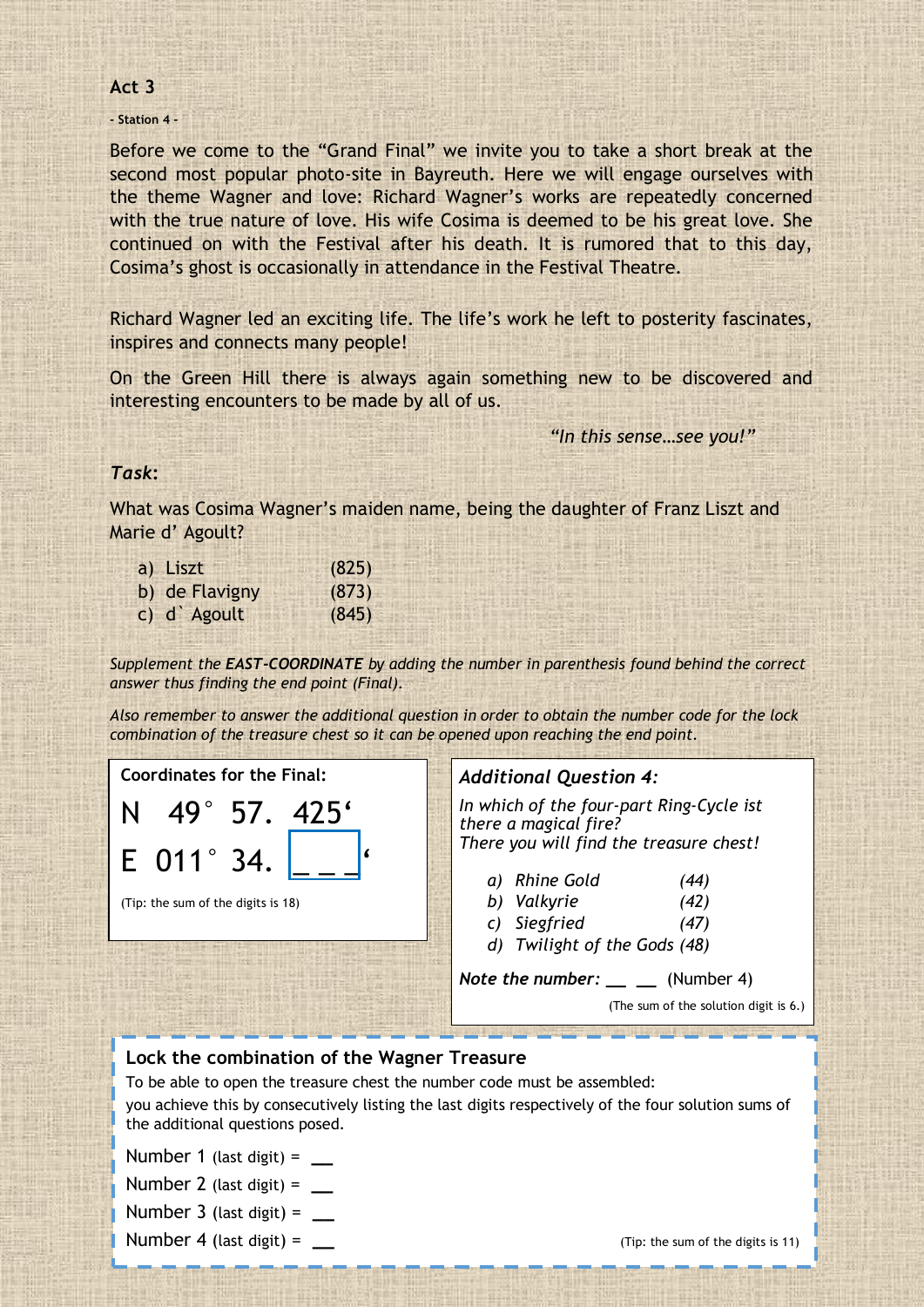## Act 3

**- Station 4 -**

Before we come to the "Grand Final" we invite you to take a short break at the second most popular photo-site in Bayreuth. Here we will engage ourselves with the theme Wagner and love: Richard Wagner's works are repeatedly concerned with the true nature of love. His wife Cosima is deemed to be his great love. She continued on with the Festival after his death. It is rumored that to this day, Cosima's ghost is occasionally in attendance in the Festival Theatre.

Richard Wagner led an exciting life. The life's work he left to posterity fascinates, inspires and connects many people!

On the Green Hill there is always again something new to be discovered and interesting encounters to be made by all of us.

*"In this sense…see you!"*

***Task***:

What was Cosima Wagner's maiden name, being the daughter of Franz Liszt and Marie d' Agoult?

a) Liszt (825)
b) de Flavigny (873)
c) d` Agoult (845)

*Supplement the **EAST-COORDINATE** by adding the number in parenthesis found behind the correct answer thus finding the end point (Final).*

*Also remember to answer the additional question in order to obtain the number code for the lock combination of the treasure chest so it can be opened upon reaching the end point.*

**Coordinates for the Final:**

N 49° 57. 425'

E 011° 34. _ _ _'

(Tip: the sum of the digits is 18)

***Additional Question 4:***

*In which of the four-part Ring-Cycle ist there a magical fire?*
*There you will find the treasure chest!*

*a) Rhine Gold (44)*
*b) Valkyrie (42)*
*c) Siegfried (47)*
*d) Twilight of the Gods (48)*

***Note the number:*** __ __ (Number 4)

(The sum of the solution digit is 6.)

**Lock the combination of the Wagner Treasure**

To be able to open the treasure chest the number code must be assembled:

you achieve this by consecutively listing the last digits respectively of the four solution sums of the additional questions posed.

Number 1 (last digit) = __
Number 2 (last digit) = __
Number 3 (last digit) = __
Number 4 (last digit) = __

(Tip: the sum of the digits is 11)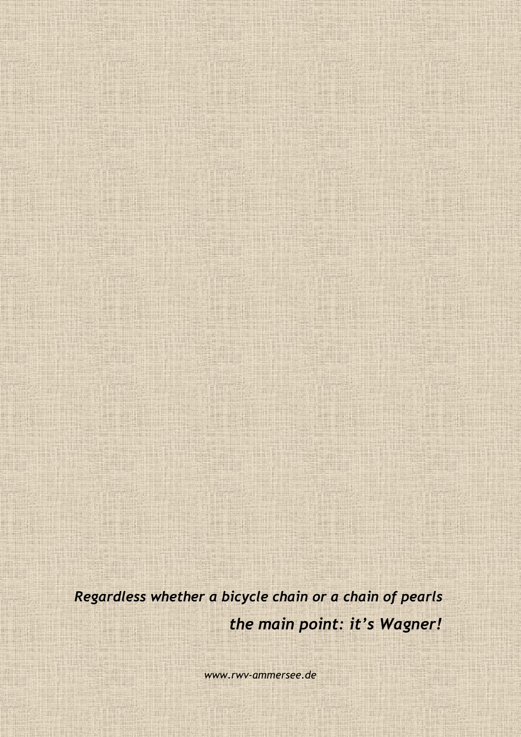*Regardless whether a bicycle chain or a chain of pearls*

***the main point: it's Wagner!***

*www.rwv-ammersee.de*